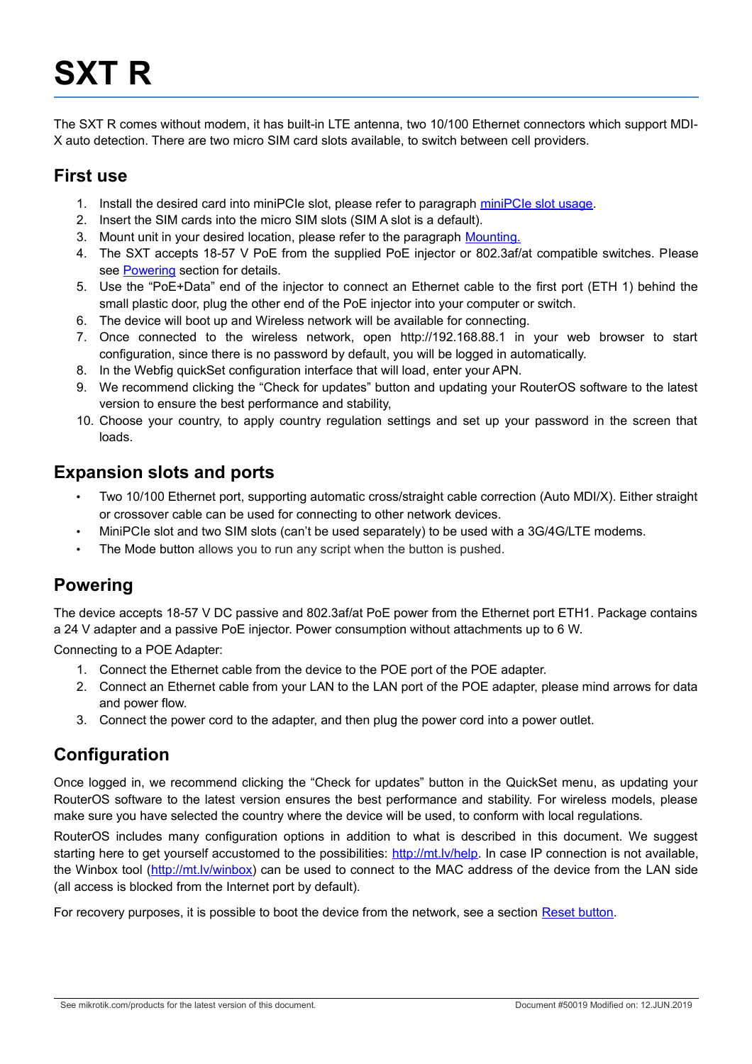# SXT R

The SXT R comes without modem, it has built-in LTE antenna, two 10/100 Ethernet connectors which support MDI-X auto detection. There are two micro SIM card slots available, to switch between cell providers.

## First use

1. Install the desired card into miniPCIe slot, please refer to paragraph [miniPCIe slot usage](#).
2. Insert the SIM cards into the micro SIM slots (SIM A slot is a default).
3. Mount unit in your desired location, please refer to the paragraph [Mounting.](#)
4. The SXT accepts 18-57 V PoE from the supplied PoE injector or 802.3af/at compatible switches. Please see [Powering](#) section for details.
5. Use the "PoE+Data" end of the injector to connect an Ethernet cable to the first port (ETH 1) behind the small plastic door, plug the other end of the PoE injector into your computer or switch.
6. The device will boot up and Wireless network will be available for connecting.
7. Once connected to the wireless network, open http://192.168.88.1 in your web browser to start configuration, since there is no password by default, you will be logged in automatically.
8. In the Webfig quickSet configuration interface that will load, enter your APN.
9. We recommend clicking the "Check for updates" button and updating your RouterOS software to the latest version to ensure the best performance and stability,
10. Choose your country, to apply country regulation settings and set up your password in the screen that loads.

## Expansion slots and ports

- Two 10/100 Ethernet port, supporting automatic cross/straight cable correction (Auto MDI/X). Either straight or crossover cable can be used for connecting to other network devices.
- MiniPCIe slot and two SIM slots (can't be used separately) to be used with a 3G/4G/LTE modems.
- The Mode button allows you to run any script when the button is pushed.

## Powering

The device accepts 18-57 V DC passive and 802.3af/at PoE power from the Ethernet port ETH1. Package contains a 24 V adapter and a passive PoE injector. Power consumption without attachments up to 6 W.

Connecting to a POE Adapter:

1. Connect the Ethernet cable from the device to the POE port of the POE adapter.
2. Connect an Ethernet cable from your LAN to the LAN port of the POE adapter, please mind arrows for data and power flow.
3. Connect the power cord to the adapter, and then plug the power cord into a power outlet.

## Configuration

Once logged in, we recommend clicking the "Check for updates" button in the QuickSet menu, as updating your RouterOS software to the latest version ensures the best performance and stability. For wireless models, please make sure you have selected the country where the device will be used, to conform with local regulations.

RouterOS includes many configuration options in addition to what is described in this document. We suggest starting here to get yourself accustomed to the possibilities: [http://mt.lv/help](http://mt.lv/help). In case IP connection is not available, the Winbox tool ([http://mt.lv/winbox](http://mt.lv/winbox)) can be used to connect to the MAC address of the device from the LAN side (all access is blocked from the Internet port by default).

For recovery purposes, it is possible to boot the device from the network, see a section [Reset button](#).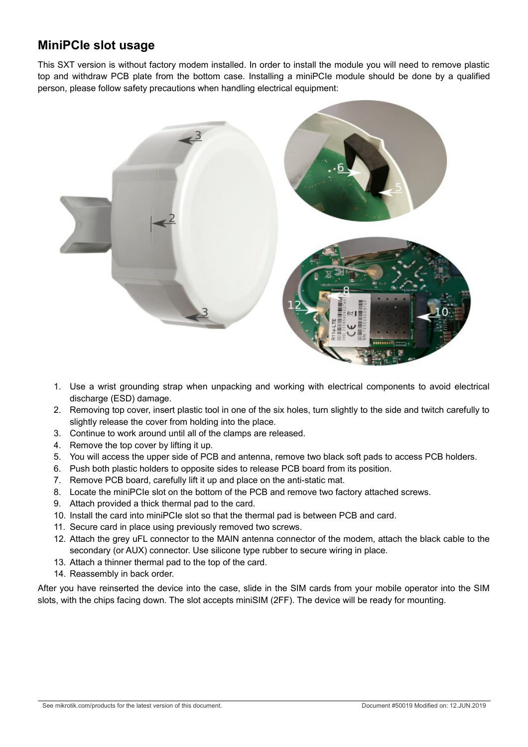## MiniPCIe slot usage

This SXT version is without factory modem installed. In order to install the module you will need to remove plastic top and withdraw PCB plate from the bottom case. Installing a miniPCIe module should be done by a qualified person, please follow safety precautions when handling electrical equipment:

1. Use a wrist grounding strap when unpacking and working with electrical components to avoid electrical discharge (ESD) damage.
2. Removing top cover, insert plastic tool in one of the six holes, turn slightly to the side and twitch carefully to slightly release the cover from holding into the place.
3. Continue to work around until all of the clamps are released.
4. Remove the top cover by lifting it up.
5. You will access the upper side of PCB and antenna, remove two black soft pads to access PCB holders.
6. Push both plastic holders to opposite sides to release PCB board from its position.
7. Remove PCB board, carefully lift it up and place on the anti-static mat.
8. Locate the miniPCIe slot on the bottom of the PCB and remove two factory attached screws.
9. Attach provided a thick thermal pad to the card.
10. Install the card into miniPCIe slot so that the thermal pad is between PCB and card.
11. Secure card in place using previously removed two screws.
12. Attach the grey uFL connector to the MAIN antenna connector of the modem, attach the black cable to the secondary (or AUX) connector. Use silicone type rubber to secure wiring in place.
13. Attach a thinner thermal pad to the top of the card.
14. Reassembly in back order.

After you have reinserted the device into the case, slide in the SIM cards from your mobile operator into the SIM slots, with the chips facing down. The slot accepts miniSIM (2FF). The device will be ready for mounting.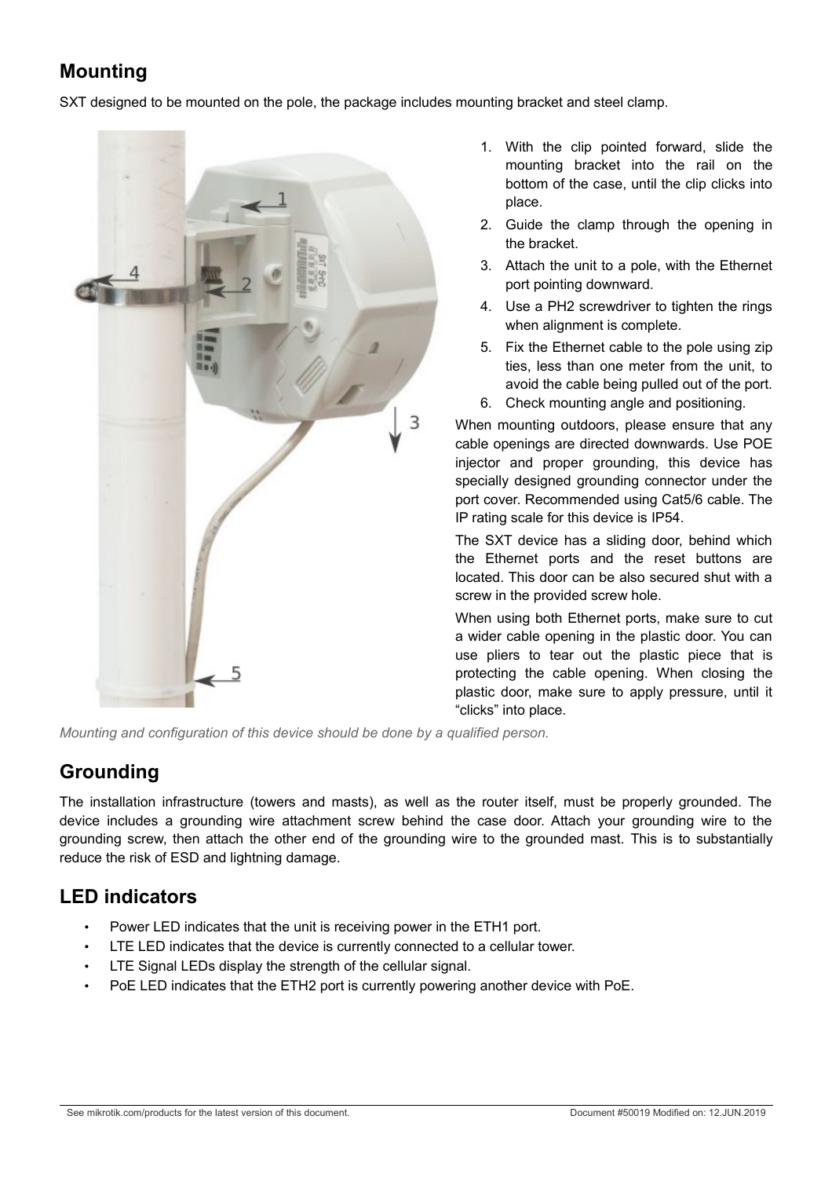## Mounting

SXT designed to be mounted on the pole, the package includes mounting bracket and steel clamp.

1. With the clip pointed forward, slide the mounting bracket into the rail on the bottom of the case, until the clip clicks into place.
2. Guide the clamp through the opening in the bracket.
3. Attach the unit to a pole, with the Ethernet port pointing downward.
4. Use a PH2 screwdriver to tighten the rings when alignment is complete.
5. Fix the Ethernet cable to the pole using zip ties, less than one meter from the unit, to avoid the cable being pulled out of the port.
6. Check mounting angle and positioning.

When mounting outdoors, please ensure that any cable openings are directed downwards. Use POE injector and proper grounding, this device has specially designed grounding connector under the port cover. Recommended using Cat5/6 cable. The IP rating scale for this device is IP54.

The SXT device has a sliding door, behind which the Ethernet ports and the reset buttons are located. This door can be also secured shut with a screw in the provided screw hole.

When using both Ethernet ports, make sure to cut a wider cable opening in the plastic door. You can use pliers to tear out the plastic piece that is protecting the cable opening. When closing the plastic door, make sure to apply pressure, until it "clicks" into place.

*Mounting and configuration of this device should be done by a qualified person.*

## Grounding

The installation infrastructure (towers and masts), as well as the router itself, must be properly grounded. The device includes a grounding wire attachment screw behind the case door. Attach your grounding wire to the grounding screw, then attach the other end of the grounding wire to the grounded mast. This is to substantially reduce the risk of ESD and lightning damage.

## LED indicators

- Power LED indicates that the unit is receiving power in the ETH1 port.
- LTE LED indicates that the device is currently connected to a cellular tower.
- LTE Signal LEDs display the strength of the cellular signal.
- PoE LED indicates that the ETH2 port is currently powering another device with PoE.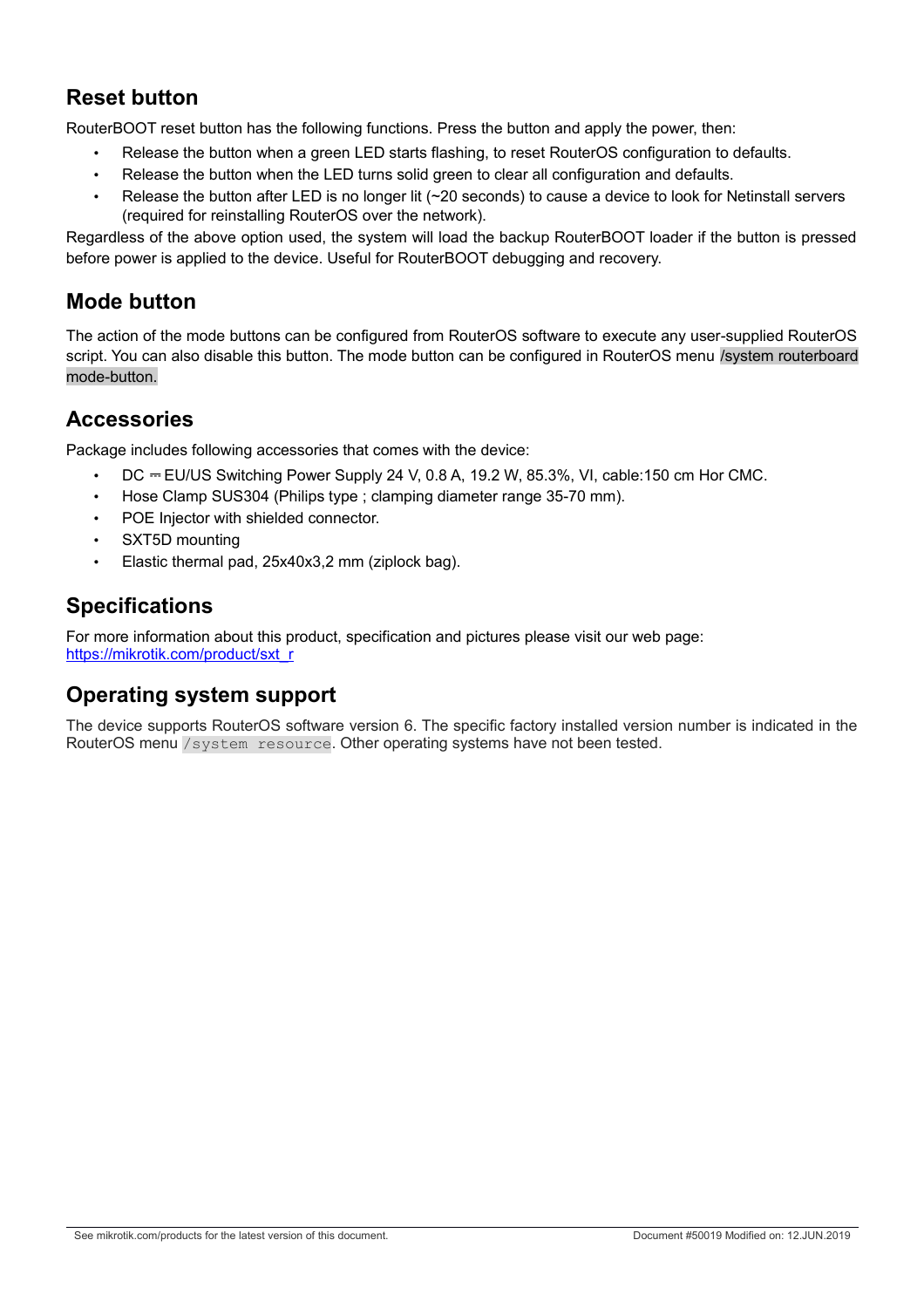## Reset button

RouterBOOT reset button has the following functions. Press the button and apply the power, then:

- Release the button when a green LED starts flashing, to reset RouterOS configuration to defaults.
- Release the button when the LED turns solid green to clear all configuration and defaults.
- Release the button after LED is no longer lit (~20 seconds) to cause a device to look for Netinstall servers (required for reinstalling RouterOS over the network).

Regardless of the above option used, the system will load the backup RouterBOOT loader if the button is pressed before power is applied to the device. Useful for RouterBOOT debugging and recovery.

## Mode button

The action of the mode buttons can be configured from RouterOS software to execute any user-supplied RouterOS script. You can also disable this button. The mode button can be configured in RouterOS menu `/system routerboard mode-button.`

## Accessories

Package includes following accessories that comes with the device:

- DC ⎓ EU/US Switching Power Supply 24 V, 0.8 A, 19.2 W, 85.3%, VI, cable:150 cm Hor CMC.
- Hose Clamp SUS304 (Philips type ; clamping diameter range 35-70 mm).
- POE Injector with shielded connector.
- SXT5D mounting
- Elastic thermal pad, 25x40x3,2 mm (ziplock bag).

## Specifications

For more information about this product, specification and pictures please visit our web page:
[https://mikrotik.com/product/sxt_r](https://mikrotik.com/product/sxt_r)

## Operating system support

The device supports RouterOS software version 6. The specific factory installed version number is indicated in the RouterOS menu `/system resource`. Other operating systems have not been tested.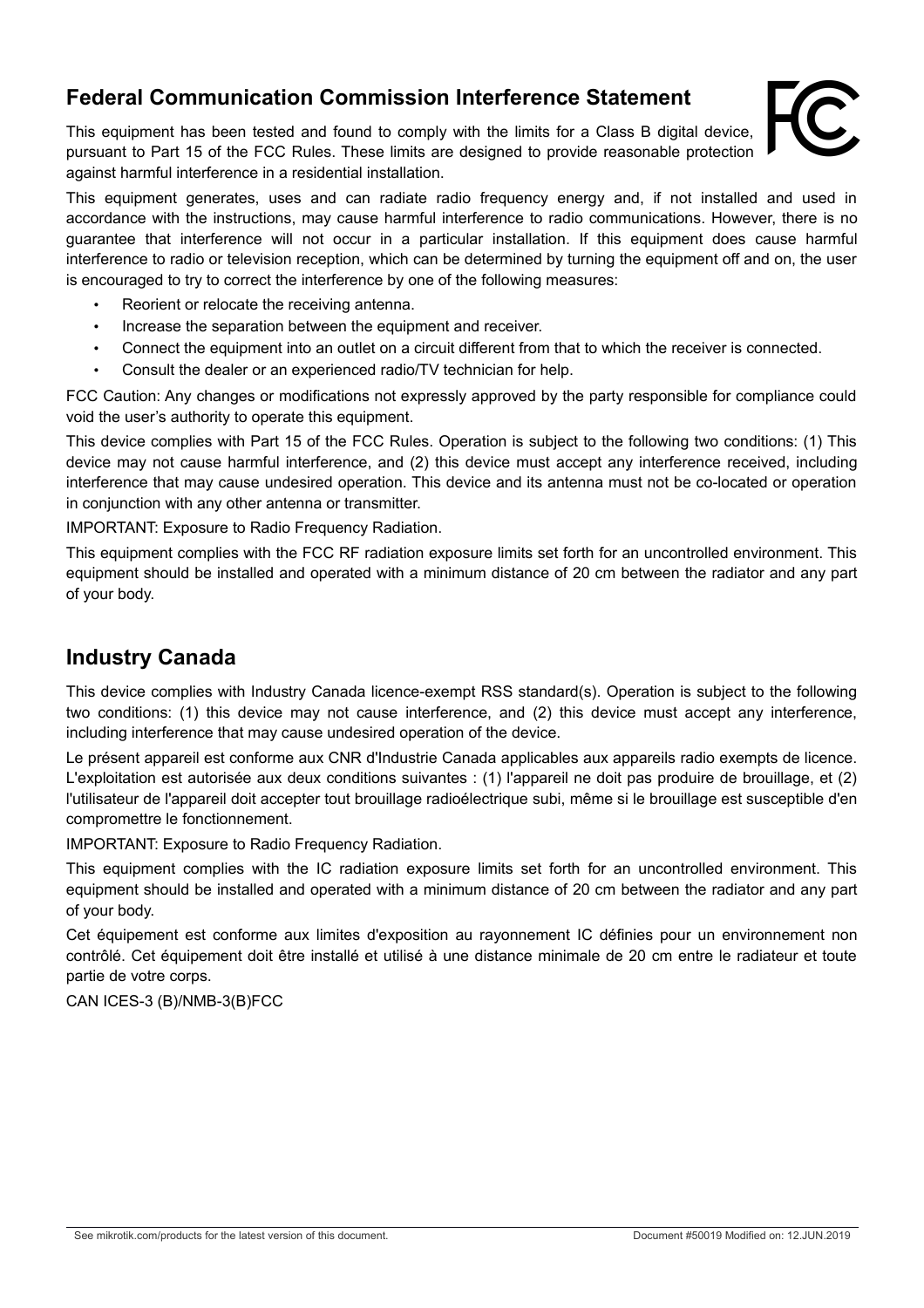## Federal Communication Commission Interference Statement

This equipment has been tested and found to comply with the limits for a Class B digital device, pursuant to Part 15 of the FCC Rules. These limits are designed to provide reasonable protection against harmful interference in a residential installation.

This equipment generates, uses and can radiate radio frequency energy and, if not installed and used in accordance with the instructions, may cause harmful interference to radio communications. However, there is no guarantee that interference will not occur in a particular installation. If this equipment does cause harmful interference to radio or television reception, which can be determined by turning the equipment off and on, the user is encouraged to try to correct the interference by one of the following measures:

- Reorient or relocate the receiving antenna.
- Increase the separation between the equipment and receiver.
- Connect the equipment into an outlet on a circuit different from that to which the receiver is connected.
- Consult the dealer or an experienced radio/TV technician for help.

FCC Caution: Any changes or modifications not expressly approved by the party responsible for compliance could void the user's authority to operate this equipment.

This device complies with Part 15 of the FCC Rules. Operation is subject to the following two conditions: (1) This device may not cause harmful interference, and (2) this device must accept any interference received, including interference that may cause undesired operation. This device and its antenna must not be co-located or operation in conjunction with any other antenna or transmitter.

IMPORTANT: Exposure to Radio Frequency Radiation.

This equipment complies with the FCC RF radiation exposure limits set forth for an uncontrolled environment. This equipment should be installed and operated with a minimum distance of 20 cm between the radiator and any part of your body.

## Industry Canada

This device complies with Industry Canada licence-exempt RSS standard(s). Operation is subject to the following two conditions: (1) this device may not cause interference, and (2) this device must accept any interference, including interference that may cause undesired operation of the device.

Le présent appareil est conforme aux CNR d'Industrie Canada applicables aux appareils radio exempts de licence. L'exploitation est autorisée aux deux conditions suivantes : (1) l'appareil ne doit pas produire de brouillage, et (2) l'utilisateur de l'appareil doit accepter tout brouillage radioélectrique subi, même si le brouillage est susceptible d'en compromettre le fonctionnement.

IMPORTANT: Exposure to Radio Frequency Radiation.

This equipment complies with the IC radiation exposure limits set forth for an uncontrolled environment. This equipment should be installed and operated with a minimum distance of 20 cm between the radiator and any part of your body.

Cet équipement est conforme aux limites d'exposition au rayonnement IC définies pour un environnement non contrôlé. Cet équipement doit être installé et utilisé à une distance minimale de 20 cm entre le radiateur et toute partie de votre corps.

CAN ICES-3 (B)/NMB-3(B)FCC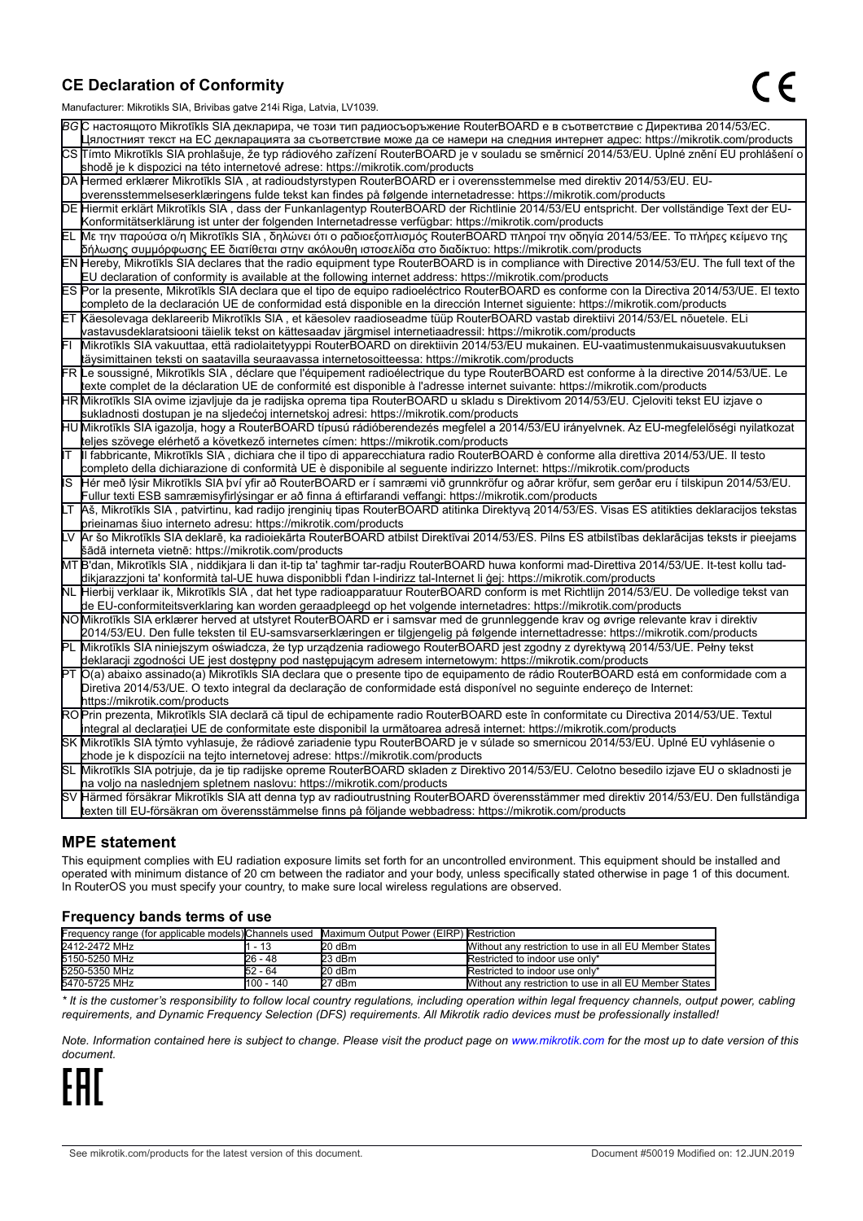## CE Declaration of Conformity

Manufacturer: Mikrotikls SIA, Brivibas gatve 214i Riga, Latvia, LV1039.

| | |
|---|---|
| BG | С настоящото Mikrotīkls SIA декларира, че този тип радиосъоръжение RouterBOARD е в съответствие с Директива 2014/53/ЕС. Цялостният текст на ЕС декларацията за съответствие може да се намери на следния интернет адрес: https://mikrotik.com/products |
| CS | Tímto Mikrotīkls SIA prohlašuje, že typ rádiového zařízení RouterBOARD je v souladu se směrnicí 2014/53/EU. Úplné znění EU prohlášení o shodě je k dispozici na této internetové adrese: https://mikrotik.com/products |
| DA | Hermed erklærer Mikrotīkls SIA , at radioudstyrstypen RouterBOARD er i overensstemmelse med direktiv 2014/53/EU. EU-overensstemmelseserklæringens fulde tekst kan findes på følgende internetadresse: https://mikrotik.com/products |
| DE | Hiermit erklärt Mikrotīkls SIA , dass der Funkanlagentyp RouterBOARD der Richtlinie 2014/53/EU entspricht. Der vollständige Text der EU-Konformitätserklärung ist unter der folgenden Internetadresse verfügbar: https://mikrotik.com/products |
| EL | Με την παρούσα ο/η Mikrotīkls SIA , δηλώνει ότι ο ραδιοεξοπλισμός RouterBOARD πληροί την οδηγία 2014/53/ΕΕ. Το πλήρες κείμενο της δήλωσης συμμόρφωσης ΕΕ διατίθεται στην ακόλουθη ιστοσελίδα στο διαδίκτυο: https://mikrotik.com/products |
| EN | Hereby, Mikrotīkls SIA declares that the radio equipment type RouterBOARD is in compliance with Directive 2014/53/EU. The full text of the EU declaration of conformity is available at the following internet address: https://mikrotik.com/products |
| ES | Por la presente, Mikrotīkls SIA declara que el tipo de equipo radioeléctrico RouterBOARD es conforme con la Directiva 2014/53/UE. El texto completo de la declaración UE de conformidad está disponible en la dirección Internet siguiente: https://mikrotik.com/products |
| ET | Käesolevaga deklareerib Mikrotīkls SIA , et käesolev raadioseadme tüüp RouterBOARD vastab direktiivi 2014/53/EL nõuetele. ELi vastavusdeklaratsiooni täielik tekst on kättesaadav järgmisel internetiaadressil: https://mikrotik.com/products |
| FI | Mikrotīkls SIA vakuuttaa, että radiolaitetyyppi RouterBOARD on direktiivin 2014/53/EU mukainen. EU-vaatimustenmukaisuusvakuutuksen täysimittainen teksti on saatavilla seuraavassa internetosoitteessa: https://mikrotik.com/products |
| FR | Le soussigné, Mikrotīkls SIA , déclare que l'équipement radioélectrique du type RouterBOARD est conforme à la directive 2014/53/UE. Le texte complet de la déclaration UE de conformité est disponible à l'adresse internet suivante: https://mikrotik.com/products |
| HR | Mikrotīkls SIA ovime izjavljuje da je radijska oprema tipa RouterBOARD u skladu s Direktivom 2014/53/EU. Cjeloviti tekst EU izjave o sukladnosti dostupan je na sljedećoj internetskoj adresi: https://mikrotik.com/products |
| HU | Mikrotīkls SIA igazolja, hogy a RouterBOARD típusú rádióberendezés megfelel a 2014/53/EU irányelvnek. Az EU-megfelelőségi nyilatkozat teljes szövege elérhető a következő internetes címen: https://mikrotik.com/products |
| IT | Il fabbricante, Mikrotīkls SIA , dichiara che il tipo di apparecchiatura radio RouterBOARD è conforme alla direttiva 2014/53/UE. Il testo completo della dichiarazione di conformità UE è disponibile al seguente indirizzo Internet: https://mikrotik.com/products |
| IS | Hér með lýsir Mikrotīkls SIA því yfir að RouterBOARD er í samræmi við grunnkröfur og aðrar kröfur, sem gerðar eru í tilskipun 2014/53/EU. Fullur texti ESB samræmisyfirlýsingar er að finna á eftirfarandi veffangi: https://mikrotik.com/products |
| LT | Aš, Mikrotīkls SIA , patvirtinu, kad radijo įrenginių tipas RouterBOARD atitinka Direktyvą 2014/53/ES. Visas ES atitikties deklaracijos tekstas prieinamas šiuo interneto adresu: https://mikrotik.com/products |
| LV | Ar šo Mikrotīkls SIA deklarē, ka radioiekārta RouterBOARD atbilst Direktīvai 2014/53/ES. Pilns ES atbilstības deklarācijas teksts ir pieejams šādā interneta vietnē: https://mikrotik.com/products |
| MT | B'dan, Mikrotīkls SIA , niddikjara li dan it-tip ta' tagħmir tar-radju RouterBOARD huwa konformi mad-Direttiva 2014/53/UE. It-test kollu tad-dikjarazzjoni ta' konformità tal-UE huwa disponibbli f'dan l-indirizz tal-Internet li ġej: https://mikrotik.com/products |
| NL | Hierbij verklaar ik, Mikrotīkls SIA , dat het type radioapparatuur RouterBOARD conform is met Richtlijn 2014/53/EU. De volledige tekst van de EU-conformiteitsverklaring kan worden geraadpleegd op het volgende internetadres: https://mikrotik.com/products |
| NO | Mikrotīkls SIA erklærer herved at utstyret RouterBOARD er i samsvar med de grunnleggende krav og øvrige relevante krav i direktiv 2014/53/EU. Den fulle teksten til EU-samsvarserklæringen er tilgjengelig på følgende internettadresse: https://mikrotik.com/products |
| PL | Mikrotīkls SIA niniejszym oświadcza, że typ urządzenia radiowego RouterBOARD jest zgodny z dyrektywą 2014/53/UE. Pełny tekst deklaracji zgodności UE jest dostępny pod następującym adresem internetowym: https://mikrotik.com/products |
| PT | O(a) abaixo assinado(a) Mikrotīkls SIA declara que o presente tipo de equipamento de rádio RouterBOARD está em conformidade com a Diretiva 2014/53/UE. O texto integral da declaração de conformidade está disponível no seguinte endereço de Internet: https://mikrotik.com/products |
| RO | Prin prezenta, Mikrotīkls SIA declară că tipul de echipamente radio RouterBOARD este în conformitate cu Directiva 2014/53/UE. Textul integral al declarației UE de conformitate este disponibil la următoarea adresă internet: https://mikrotik.com/products |
| SK | Mikrotīkls SIA týmto vyhlasuje, že rádiové zariadenie typu RouterBOARD je v súlade so smernicou 2014/53/EÚ. Úplné EÚ vyhlásenie o zhode je k dispozícii na tejto internetovej adrese: https://mikrotik.com/products |
| SL | Mikrotīkls SIA potrjuje, da je tip radijske opreme RouterBOARD skladen z Direktivo 2014/53/EU. Celotno besedilo izjave EU o skladnosti je na voljo na naslednjem spletnem naslovu: https://mikrotik.com/products |
| SV | Härmed försäkrar Mikrotīkls SIA att denna typ av radioutrustning RouterBOARD överensstämmer med direktiv 2014/53/EU. Den fullständiga texten till EU-försäkran om överensstämmelse finns på följande webbadress: https://mikrotik.com/products |

## MPE statement

This equipment complies with EU radiation exposure limits set forth for an uncontrolled environment. This equipment should be installed and operated with minimum distance of 20 cm between the radiator and your body, unless specifically stated otherwise in page 1 of this document. In RouterOS you must specify your country, to make sure local wireless regulations are observed.

### Frequency bands terms of use

| Frequency range (for applicable models) | Channels used | Maximum Output Power (EIRP) | Restriction |
|---|---|---|---|
| 2412-2472 MHz | 1 - 13 | 20 dBm | Without any restriction to use in all EU Member States |
| 5150-5250 MHz | 26 - 48 | 23 dBm | Restricted to indoor use only* |
| 5250-5350 MHz | 52 - 64 | 20 dBm | Restricted to indoor use only* |
| 5470-5725 MHz | 100 - 140 | 27 dBm | Without any restriction to use in all EU Member States |

*\* It is the customer's responsibility to follow local country regulations, including operation within legal frequency channels, output power, cabling requirements, and Dynamic Frequency Selection (DFS) requirements. All Mikrotik radio devices must be professionally installed!*

*Note. Information contained here is subject to change. Please visit the product page on www.mikrotik.com for the most up to date version of this document.*

EAC

See mikrotik.com/products for the latest version of this document. Document #50019 Modified on: 12.JUN.2019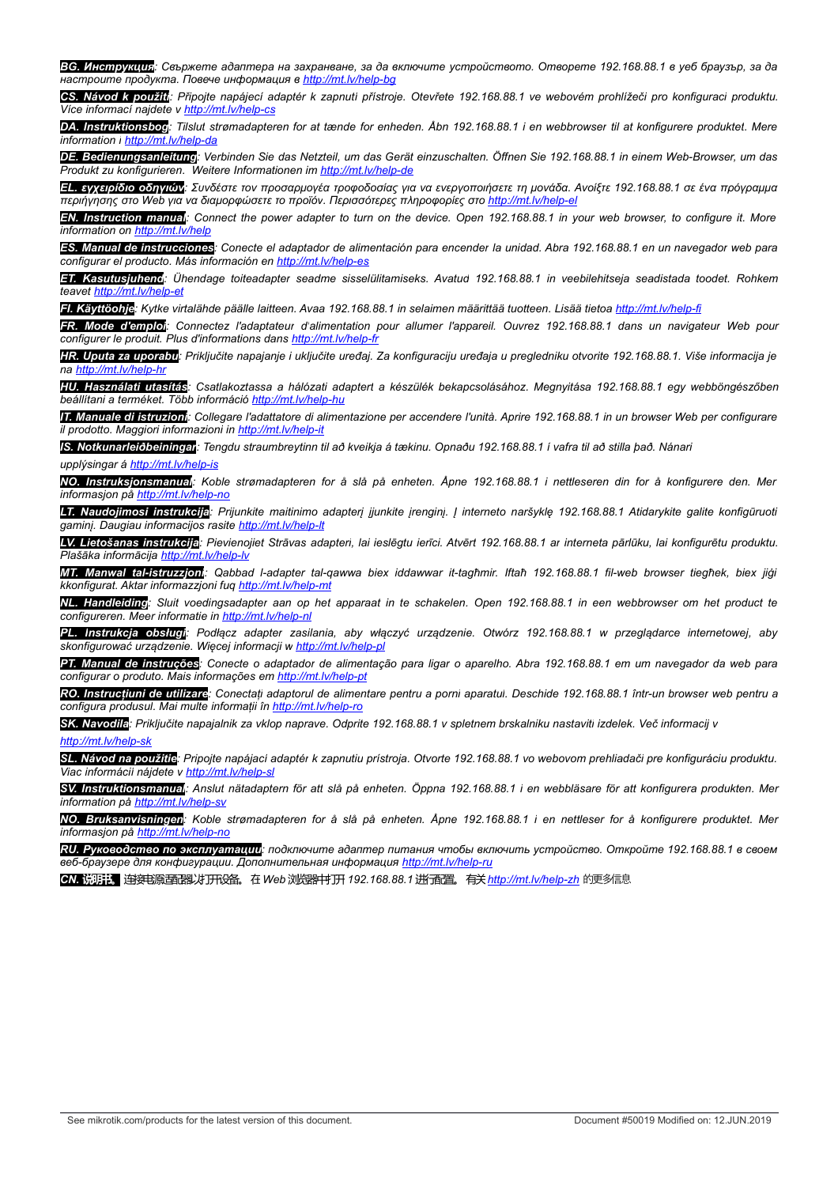**BG. Инструкция**: Свържете адаптера на захранване, за да включите устройството. Отворете 192.168.88.1 в уеб браузър, за да настроите продукта. Повече информация в http://mt.lv/help-bg

**CS. Návod k použití**: Připojte napájecí adaptér k zapnutí přístroje. Otevřete 192.168.88.1 ve webovém prohlížeči pro konfiguraci produktu. Více informací najdete v http://mt.lv/help-cs

**DA. Instruktionsbog**: Tilslut strømadapteren for at tænde for enheden. Åbn 192.168.88.1 i en webbrowser til at konfigurere produktet. Mere information i http://mt.lv/help-da

**DE. Bedienungsanleitung**: Verbinden Sie das Netzteil, um das Gerät einzuschalten. Öffnen Sie 192.168.88.1 in einem Web-Browser, um das Produkt zu konfigurieren.  Weitere Informationen im http://mt.lv/help-de

**EL. εγχειρίδιο οδηγιών**: Συνδέστε τον προσαρμογέα τροφοδοσίας για να ενεργοποιήσετε τη μονάδα. Ανοίξτε 192.168.88.1 σε ένα πρόγραμμα περιήγησης στο Web για να διαμορφώσετε το προϊόν. Περισσότερες πληροφορίες στο http://mt.lv/help-el

**EN. Instruction manual**: Connect the power adapter to turn on the device. Open 192.168.88.1 in your web browser, to configure it. More information on http://mt.lv/help

**ES. Manual de instrucciones**: Conecte el adaptador de alimentación para encender la unidad. Abra 192.168.88.1 en un navegador web para configurar el producto. Más información en http://mt.lv/help-es

**ET. Kasutusjuhend**: Ühendage toiteadapter seadme sisselülitamiseks. Avatud 192.168.88.1 in veebilehitseja seadistada toodet. Rohkem teavet http://mt.lv/help-et

**FI. Käyttöohje**: Kytke virtalähde päälle laitteen. Avaa 192.168.88.1 in selaimen määrittää tuotteen. Lisää tietoa http://mt.lv/help-fi

**FR. Mode d'emploi**: Connectez l'adaptateur d'alimentation pour allumer l'appareil. Ouvrez 192.168.88.1 dans un navigateur Web pour configurer le produit. Plus d'informations dans http://mt.lv/help-fr

**HR. Uputa za uporabu**: Priključite napajanje i uključite uređaj. Za konfiguraciju uređaja u pregledniku otvorite 192.168.88.1. Više informacija je na http://mt.lv/help-hr

**HU. Használati utasítás**: Csatlakoztassa a hálózati adaptert a készülék bekapcsolásához. Megnyitása 192.168.88.1 egy webböngészőben beállítani a terméket. Több információ http://mt.lv/help-hu

**IT. Manuale di istruzioni**: Collegare l'adattatore di alimentazione per accendere l'unità. Aprire 192.168.88.1 in un browser Web per configurare il prodotto. Maggiori informazioni in http://mt.lv/help-it

**IS. Notkunarleiðbeiningar**: Tengdu straumbreytinn til að kveikja á tækinu. Opnaðu 192.168.88.1 í vafra til að stilla það. Nánari upplýsingar á http://mt.lv/help-is

**NO. Instruksjonsmanual**: Koble strømadapteren for å slå på enheten. Åpne 192.168.88.1 i nettleseren din for å konfigurere den. Mer informasjon på http://mt.lv/help-no

**LT. Naudojimosi instrukcija**: Prijunkite maitinimo adapterį įjunkite įrenginį. Į interneto naršyklę 192.168.88.1 Atidarykite galite konfigūruoti gaminį. Daugiau informacijos rasite http://mt.lv/help-lt

**LV. Lietošanas instrukcija**: Pievienojiet Strāvas adapteri, lai ieslēgtu ierīci. Atvērt 192.168.88.1 ar interneta pārlūku, lai konfigurētu produktu. Plašāka informācija http://mt.lv/help-lv

**MT. Manwal tal-istruzzjoni**: Qabbad l-adapter tal-qawwa biex iddawwar it-tagħmir. Iftaħ 192.168.88.1 fil-web browser tiegħek, biex jiġi kkonfigurat. Aktar informazzjoni fuq http://mt.lv/help-mt

**NL. Handleiding**: Sluit voedingsadapter aan op het apparaat in te schakelen. Open 192.168.88.1 in een webbrowser om het product te configureren. Meer informatie in http://mt.lv/help-nl

**PL. Instrukcja obsługi**: Podłącz adapter zasilania, aby włączyć urządzenie. Otwórz 192.168.88.1 w przeglądarce internetowej, aby skonfigurować urządzenie. Więcej informacji w http://mt.lv/help-pl

**PT. Manual de instruções**: Conecte o adaptador de alimentação para ligar o aparelho. Abra 192.168.88.1 em um navegador da web para configurar o produto. Mais informações em http://mt.lv/help-pt

**RO. Instrucțiuni de utilizare**: Conectați adaptorul de alimentare pentru a porni aparatul. Deschide 192.168.88.1 într-un browser web pentru a configura produsul. Mai multe informații în http://mt.lv/help-ro

**SK. Navodila**: Priključite napajalnik za vklop naprave. Odprite 192.168.88.1 v spletnem brskalniku nastaviti izdelek. Več informacij v http://mt.lv/help-sk

**SL. Návod na použitie**: Pripojte napájací adaptér k zapnutiu prístroja. Otvorte 192.168.88.1 vo webovom prehliadači pre konfiguráciu produktu. Viac informácií nájdete v http://mt.lv/help-sl

**SV. Instruktionsmanual**: Anslut nätadaptern för att slå på enheten. Öppna 192.168.88.1 i en webbläsare för att konfigurera produkten. Mer information på http://mt.lv/help-sv

**NO. Bruksanvisningen**: Koble strømadapteren for å slå på enheten. Åpne 192.168.88.1 i en nettleser for å konfigurere produktet. Mer informasjon på http://mt.lv/help-no

**RU. Руководство по эксплуатации**: подключите адаптер питания чтобы включить устройство. Откройте 192.168.88.1 в своем веб-браузере для конфигурации. Дополнительная информация http://mt.lv/help-ru

**CN. 说明书.** 连接电源适配器以打开设备。在 Web 浏览器中打开 192.168.88.1 进行配置。有关 http://mt.lv/help-zh 的更多信息

See mikrotik.com/products for the latest version of this document. Document #50019 Modified on: 12.JUN.2019